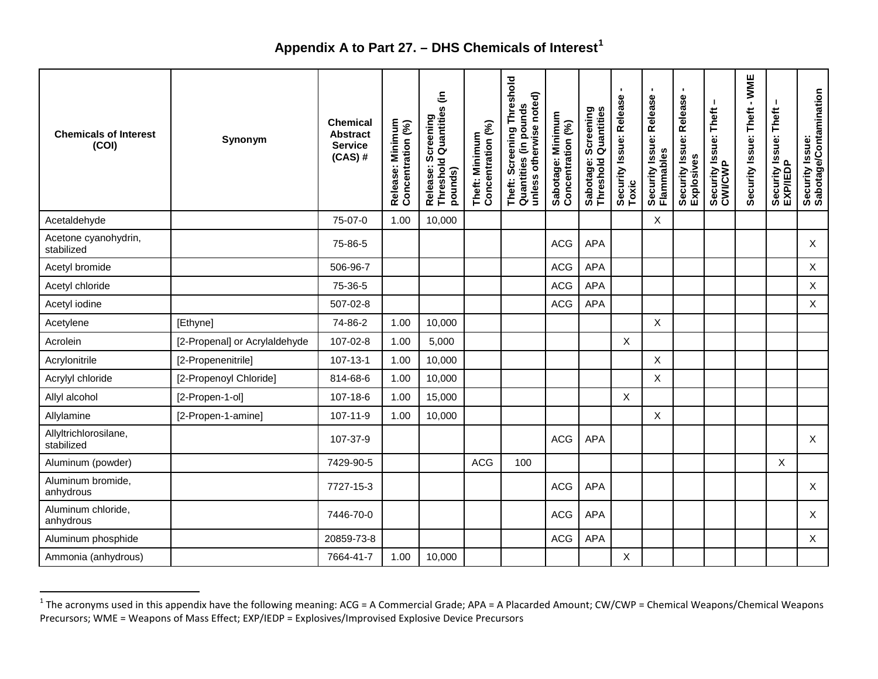## Appendix A to Part 27. – DHS Chemicals of Interest[1]

| Chemicals of Interest (COI) | Synonym | Chemical Abstract Service (CAS) # | Release: Minimum Concentration (%) | Release: Screening Threshold Quantities (in pounds) | Theft: Minimum Concentration (%) | Theft: Screening Threshold Quantities (in pounds unless otherwise noted) | Sabotage: Minimum Concentration (%) | Sabotage: Screening Threshold Quantities | Security Issue: Release - Toxic | Security Issue: Release - Flammables | Security Issue: Release - Explosives | Security Issue: Theft – CWI/CWP | Security Issue: Theft - WME | Security Issue: Theft – EXP/IEDP | Security Issue: Sabotage/Contamination |
|---|---|---|---|---|---|---|---|---|---|---|---|---|---|---|---|
| Acetaldehyde | | 75-07-0 | 1.00 | 10,000 | | | | | | X | | | | | |
| Acetone cyanohydrin, stabilized | | 75-86-5 | | | | | ACG | APA | | | | | | | X |
| Acetyl bromide | | 506-96-7 | | | | | ACG | APA | | | | | | | X |
| Acetyl chloride | | 75-36-5 | | | | | ACG | APA | | | | | | | X |
| Acetyl iodine | | 507-02-8 | | | | | ACG | APA | | | | | | | X |
| Acetylene | [Ethyne] | 74-86-2 | 1.00 | 10,000 | | | | | | X | | | | | |
| Acrolein | [2-Propenal] or Acrylaldehyde | 107-02-8 | 1.00 | 5,000 | | | | | X | | | | | | |
| Acrylonitrile | [2-Propenenitrile] | 107-13-1 | 1.00 | 10,000 | | | | | | X | | | | | |
| Acrylyl chloride | [2-Propenoyl Chloride] | 814-68-6 | 1.00 | 10,000 | | | | | | X | | | | | |
| Allyl alcohol | [2-Propen-1-ol] | 107-18-6 | 1.00 | 15,000 | | | | | X | | | | | | |
| Allylamine | [2-Propen-1-amine] | 107-11-9 | 1.00 | 10,000 | | | | | | X | | | | | |
| Allyltrichlorosilane, stabilized | | 107-37-9 | | | | | ACG | APA | | | | | | | X |
| Aluminum (powder) | | 7429-90-5 | | | ACG | 100 | | | | | | | | X | |
| Aluminum bromide, anhydrous | | 7727-15-3 | | | | | ACG | APA | | | | | | | X |
| Aluminum chloride, anhydrous | | 7446-70-0 | | | | | ACG | APA | | | | | | | X |
| Aluminum phosphide | | 20859-73-8 | | | | | ACG | APA | | | | | | | X |
| Ammonia (anhydrous) | | 7664-41-7 | 1.00 | 10,000 | | | | | X | | | | | | |

[1] The acronyms used in this appendix have the following meaning: ACG = A Commercial Grade; APA = A Placarded Amount; CW/CWP = Chemical Weapons/Chemical Weapons Precursors; WME = Weapons of Mass Effect; EXP/IEDP = Explosives/Improvised Explosive Device Precursors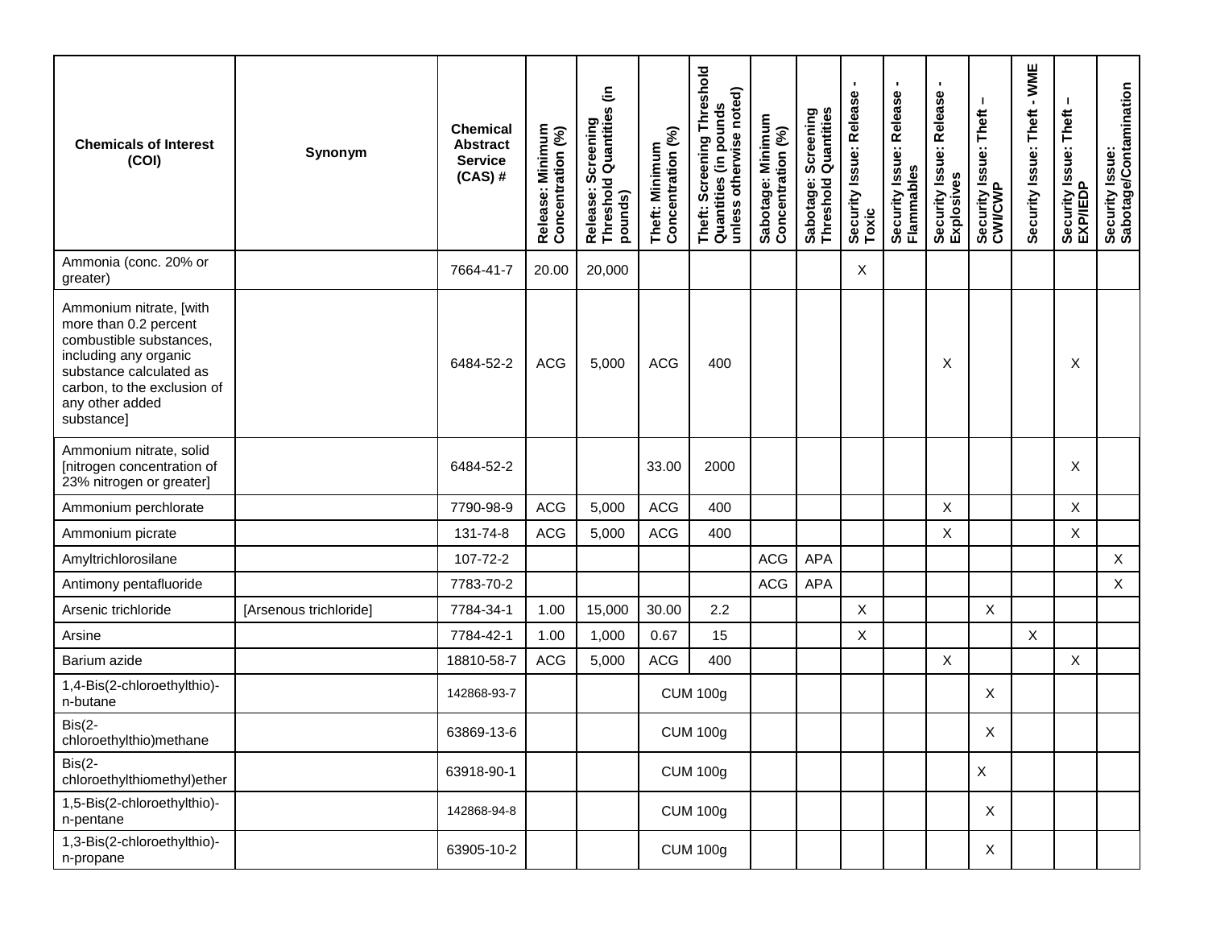| Chemicals of Interest (COI) | Synonym | Chemical Abstract Service (CAS) # | Release: Minimum Concentration (%) | Release: Screening Threshold Quantities (in pounds) | Theft: Minimum Concentration (%) | Theft: Screening Threshold Quantities (in pounds unless otherwise noted) | Sabotage: Minimum Concentration (%) | Sabotage: Screening Threshold Quantities | Security Issue: Release - Toxic | Security Issue: Release - Flammables | Security Issue: Release - Explosives | Security Issue: Theft – CWI/CWP | Security Issue: Theft - WME | Security Issue: Theft – EXP/IEDP | Security Issue: Sabotage/Contamination |
|---|---|---|---|---|---|---|---|---|---|---|---|---|---|---|---|
| Ammonia (conc. 20% or greater) | | 7664-41-7 | 20.00 | 20,000 | | | | | X | | | | | | |
| Ammonium nitrate, [with more than 0.2 percent combustible substances, including any organic substance calculated as carbon, to the exclusion of any other added substance] | | 6484-52-2 | ACG | 5,000 | ACG | 400 | | | | | X | | | X | |
| Ammonium nitrate, solid [nitrogen concentration of 23% nitrogen or greater] | | 6484-52-2 | | | 33.00 | 2000 | | | | | | | | X | |
| Ammonium perchlorate | | 7790-98-9 | ACG | 5,000 | ACG | 400 | | | | | X | | | X | |
| Ammonium picrate | | 131-74-8 | ACG | 5,000 | ACG | 400 | | | | | X | | | X | |
| Amyltrichlorosilane | | 107-72-2 | | | | | ACG | APA | | | | | | | X |
| Antimony pentafluoride | | 7783-70-2 | | | | | ACG | APA | | | | | | | X |
| Arsenic trichloride | [Arsenous trichloride] | 7784-34-1 | 1.00 | 15,000 | 30.00 | 2.2 | | | X | | | X | | | |
| Arsine | | 7784-42-1 | 1.00 | 1,000 | 0.67 | 15 | | | X | | | | X | | |
| Barium azide | | 18810-58-7 | ACG | 5,000 | ACG | 400 | | | | | X | | | X | |
| 1,4-Bis(2-chloroethylthio)-n-butane | | 142868-93-7 | | | CUM 100g | | | | | | | X | | | |
| Bis(2-chloroethylthio)methane | | 63869-13-6 | | | CUM 100g | | | | | | | X | | | |
| Bis(2-chloroethylthiomethyl)ether | | 63918-90-1 | | | CUM 100g | | | | | | | X | | | |
| 1,5-Bis(2-chloroethylthio)-n-pentane | | 142868-94-8 | | | CUM 100g | | | | | | | X | | | |
| 1,3-Bis(2-chloroethylthio)-n-propane | | 63905-10-2 | | | CUM 100g | | | | | | | X | | | |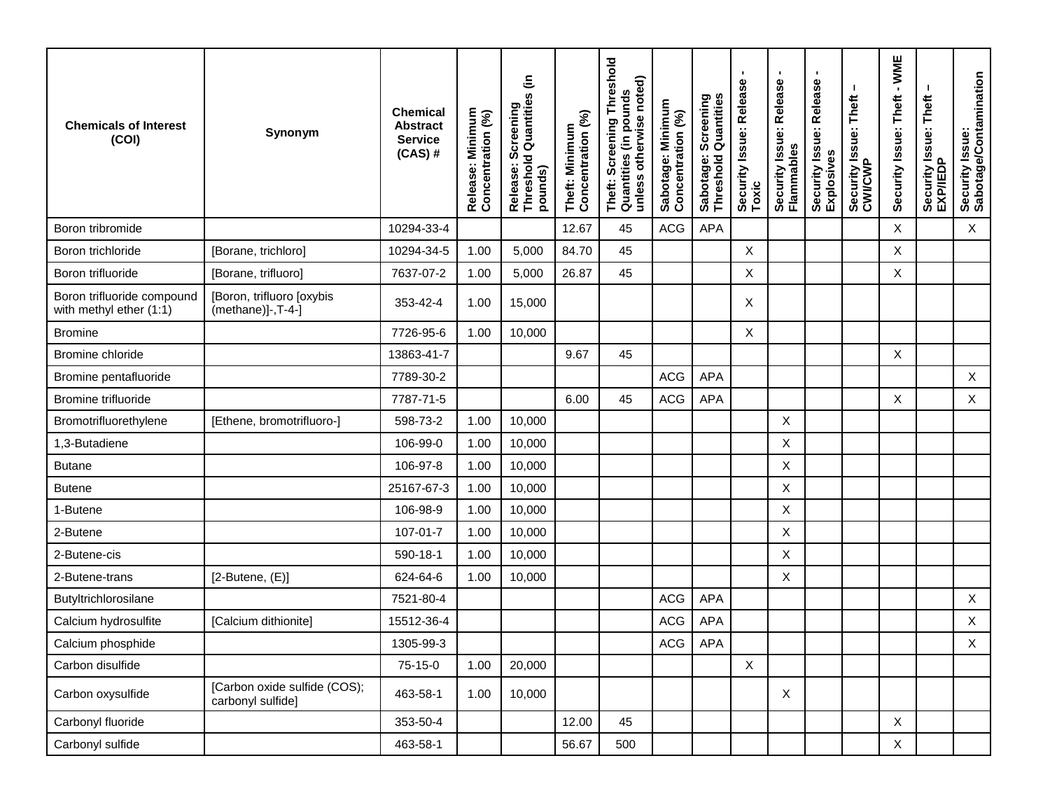| Chemicals of Interest (COI) | Synonym | Chemical Abstract Service (CAS) # | Release: Minimum Concentration (%) | Release: Screening Threshold Quantities (in pounds) | Theft: Minimum Concentration (%) | Theft: Screening Threshold Quantities (in pounds unless otherwise noted) | Sabotage: Minimum Concentration (%) | Sabotage: Screening Threshold Quantities | Security Issue: Release - Toxic | Security Issue: Release - Flammables | Security Issue: Release - Explosives | Security Issue: Theft – CWI/CWP | Security Issue: Theft - WME | Security Issue: Theft – EXP/IEDP | Security Issue: Sabotage/Contamination |
|---|---|---|---|---|---|---|---|---|---|---|---|---|---|---|---|
| Boron tribromide | | 10294-33-4 | | | 12.67 | 45 | ACG | APA | | | | | X | | X |
| Boron trichloride | [Borane, trichloro] | 10294-34-5 | 1.00 | 5,000 | 84.70 | 45 | | | X | | | | X | | |
| Boron trifluoride | [Borane, trifluoro] | 7637-07-2 | 1.00 | 5,000 | 26.87 | 45 | | | X | | | | X | | |
| Boron trifluoride compound with methyl ether (1:1) | [Boron, trifluoro [oxybis (methane)]-,T-4-] | 353-42-4 | 1.00 | 15,000 | | | | | X | | | | | | |
| Bromine | | 7726-95-6 | 1.00 | 10,000 | | | | | X | | | | | | |
| Bromine chloride | | 13863-41-7 | | | 9.67 | 45 | | | | | | | X | | |
| Bromine pentafluoride | | 7789-30-2 | | | | | ACG | APA | | | | | | | X |
| Bromine trifluoride | | 7787-71-5 | | | 6.00 | 45 | ACG | APA | | | | | X | | X |
| Bromotrifluorethylene | [Ethene, bromotrifluoro-] | 598-73-2 | 1.00 | 10,000 | | | | | | X | | | | | |
| 1,3-Butadiene | | 106-99-0 | 1.00 | 10,000 | | | | | | X | | | | | |
| Butane | | 106-97-8 | 1.00 | 10,000 | | | | | | X | | | | | |
| Butene | | 25167-67-3 | 1.00 | 10,000 | | | | | | X | | | | | |
| 1-Butene | | 106-98-9 | 1.00 | 10,000 | | | | | | X | | | | | |
| 2-Butene | | 107-01-7 | 1.00 | 10,000 | | | | | | X | | | | | |
| 2-Butene-cis | | 590-18-1 | 1.00 | 10,000 | | | | | | X | | | | | |
| 2-Butene-trans | [2-Butene, (E)] | 624-64-6 | 1.00 | 10,000 | | | | | | X | | | | | |
| Butyltrichlorosilane | | 7521-80-4 | | | | | ACG | APA | | | | | | | X |
| Calcium hydrosulfite | [Calcium dithionite] | 15512-36-4 | | | | | ACG | APA | | | | | | | X |
| Calcium phosphide | | 1305-99-3 | | | | | ACG | APA | | | | | | | X |
| Carbon disulfide | | 75-15-0 | 1.00 | 20,000 | | | | | X | | | | | | |
| Carbon oxysulfide | [Carbon oxide sulfide (COS); carbonyl sulfide] | 463-58-1 | 1.00 | 10,000 | | | | | | X | | | | | |
| Carbonyl fluoride | | 353-50-4 | | | 12.00 | 45 | | | | | | | X | | |
| Carbonyl sulfide | | 463-58-1 | | | 56.67 | 500 | | | | | | | X | | |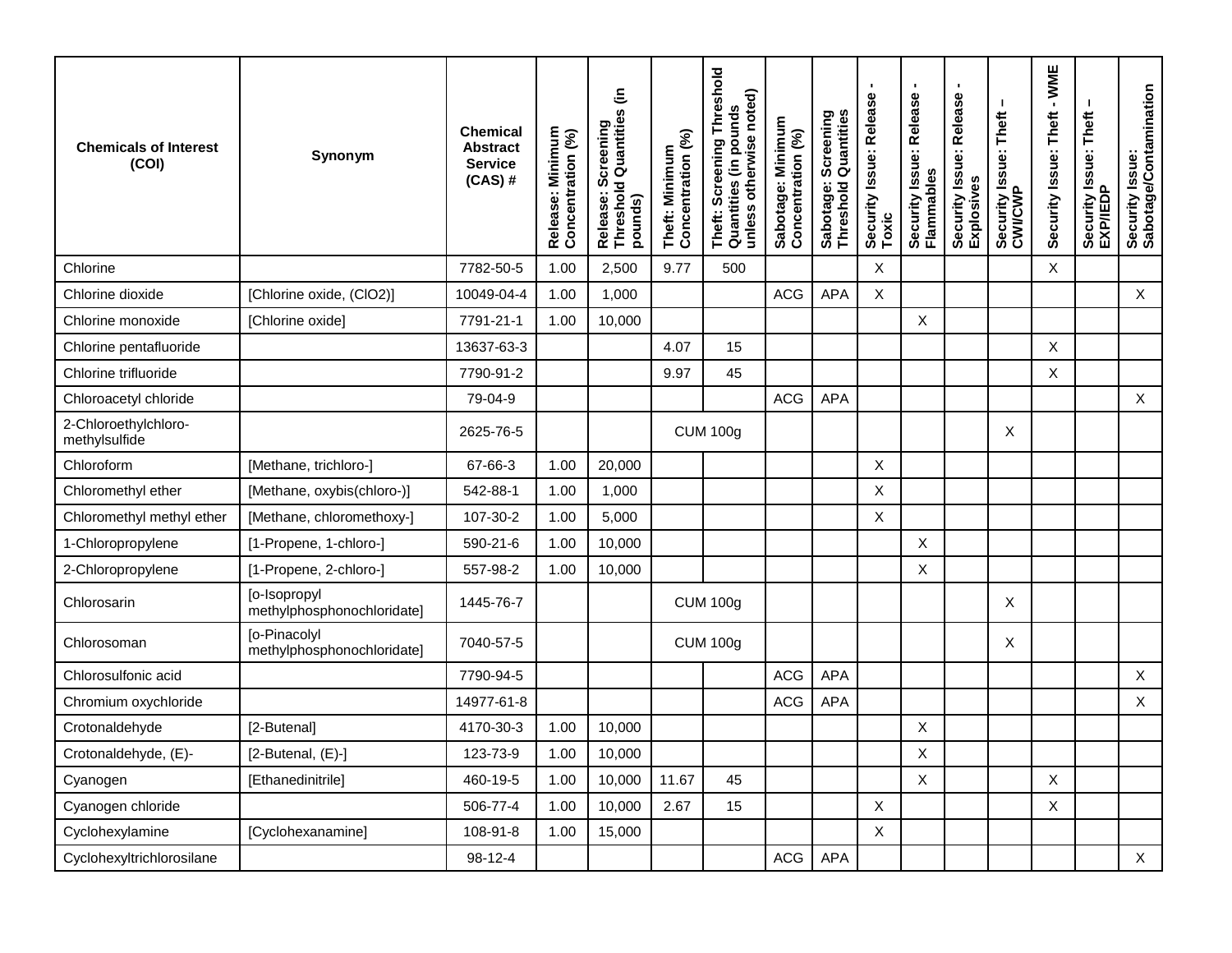| Chemicals of Interest (COI) | Synonym | Chemical Abstract Service (CAS) # | Release: Minimum Concentration (%) | Release: Screening Threshold Quantities (in pounds) | Theft: Minimum Concentration (%) | Theft: Screening Threshold Quantities (in pounds unless otherwise noted) | Sabotage: Minimum Concentration (%) | Sabotage: Screening Threshold Quantities | Security Issue: Release - Toxic | Security Issue: Release - Flammables | Security Issue: Release - Explosives | Security Issue: Theft – CWI/CWP | Security Issue: Theft - WME | Security Issue: Theft – EXP/IEDP | Security Issue: Sabotage/Contamination |
|---|---|---|---|---|---|---|---|---|---|---|---|---|---|---|---|
| Chlorine | | 7782-50-5 | 1.00 | 2,500 | 9.77 | 500 | | | X | | | | X | | |
| Chlorine dioxide | [Chlorine oxide, (ClO2)] | 10049-04-4 | 1.00 | 1,000 | | | ACG | APA | X | | | | | | X |
| Chlorine monoxide | [Chlorine oxide] | 7791-21-1 | 1.00 | 10,000 | | | | | | X | | | | | |
| Chlorine pentafluoride | | 13637-63-3 | | | 4.07 | 15 | | | | | | | X | | |
| Chlorine trifluoride | | 7790-91-2 | | | 9.97 | 45 | | | | | | | X | | |
| Chloroacetyl chloride | | 79-04-9 | | | | | ACG | APA | | | | | | | X |
| 2-Chloroethylchloro-methylsulfide | | 2625-76-5 | | | CUM 100g | | | | | | | X | | | |
| Chloroform | [Methane, trichloro-] | 67-66-3 | 1.00 | 20,000 | | | | | X | | | | | | |
| Chloromethyl ether | [Methane, oxybis(chloro-)] | 542-88-1 | 1.00 | 1,000 | | | | | X | | | | | | |
| Chloromethyl methyl ether | [Methane, chloromethoxy-] | 107-30-2 | 1.00 | 5,000 | | | | | X | | | | | | |
| 1-Chloropropylene | [1-Propene, 1-chloro-] | 590-21-6 | 1.00 | 10,000 | | | | | | X | | | | | |
| 2-Chloropropylene | [1-Propene, 2-chloro-] | 557-98-2 | 1.00 | 10,000 | | | | | | X | | | | | |
| Chlorosarin | [o-Isopropyl methylphosphonochloridate] | 1445-76-7 | | | CUM 100g | | | | | | | X | | | |
| Chlorosoman | [o-Pinacolyl methylphosphonochloridate] | 7040-57-5 | | | CUM 100g | | | | | | | X | | | |
| Chlorosulfonic acid | | 7790-94-5 | | | | | ACG | APA | | | | | | | X |
| Chromium oxychloride | | 14977-61-8 | | | | | ACG | APA | | | | | | | X |
| Crotonaldehyde | [2-Butenal] | 4170-30-3 | 1.00 | 10,000 | | | | | | X | | | | | |
| Crotonaldehyde, (E)- | [2-Butenal, (E)-] | 123-73-9 | 1.00 | 10,000 | | | | | | X | | | | | |
| Cyanogen | [Ethanedinitrile] | 460-19-5 | 1.00 | 10,000 | 11.67 | 45 | | | | X | | | X | | |
| Cyanogen chloride | | 506-77-4 | 1.00 | 10,000 | 2.67 | 15 | | | X | | | | X | | |
| Cyclohexylamine | [Cyclohexanamine] | 108-91-8 | 1.00 | 15,000 | | | | | X | | | | | | |
| Cyclohexyltrichlorosilane | | 98-12-4 | | | | | ACG | APA | | | | | | | X |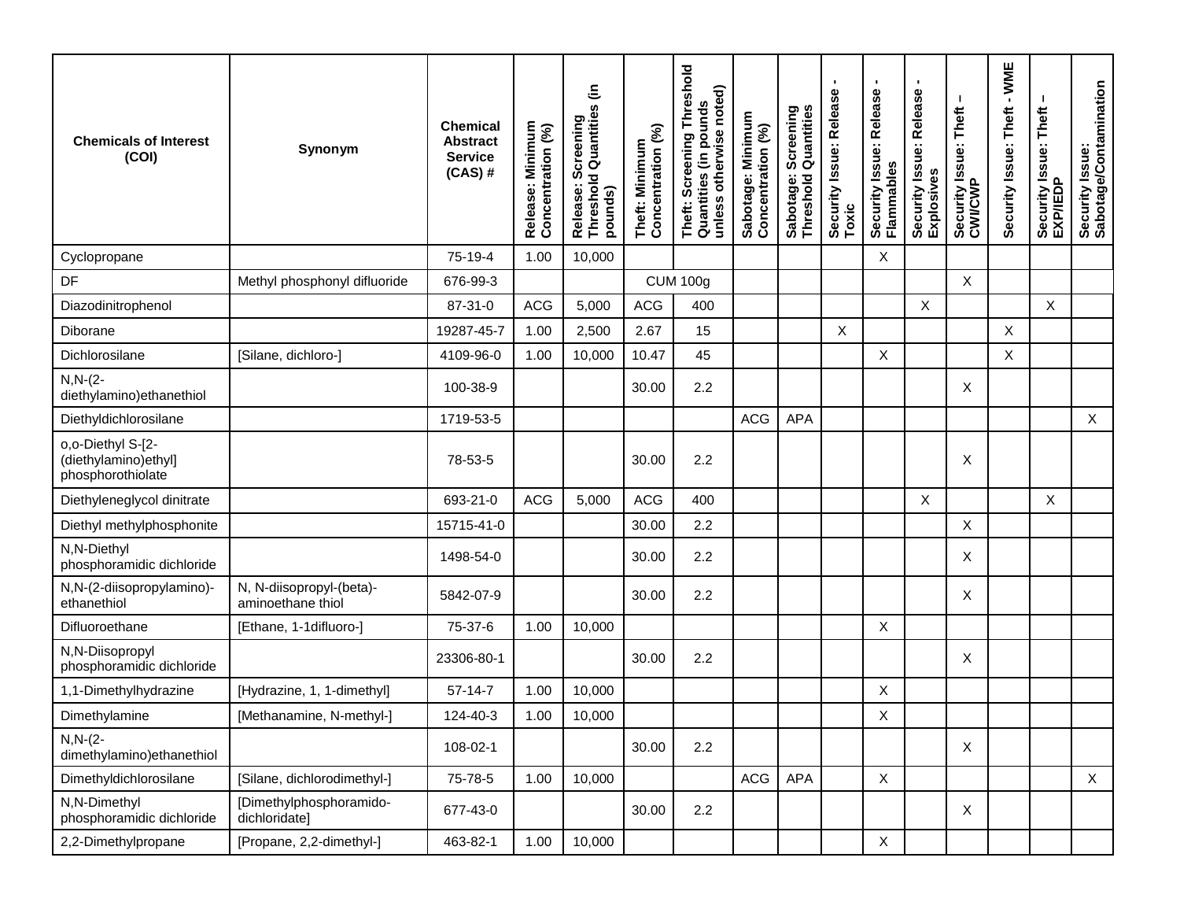| Chemicals of Interest (COI) | Synonym | Chemical Abstract Service (CAS) # | Release: Minimum Concentration (%) | Release: Screening Threshold Quantities (in pounds) | Theft: Minimum Concentration (%) | Theft: Screening Threshold Quantities (in pounds unless otherwise noted) | Sabotage: Minimum Concentration (%) | Sabotage: Screening Threshold Quantities | Security Issue: Release - Toxic | Security Issue: Release - Flammables | Security Issue: Release - Explosives | Security Issue: Theft – CWI/CWP | Security Issue: Theft - WME | Security Issue: Theft – EXP/IEDP | Security Issue: Sabotage/Contamination |
|---|---|---|---|---|---|---|---|---|---|---|---|---|---|---|---|
| Cyclopropane | | 75-19-4 | 1.00 | 10,000 | | | | | | X | | | | | |
| DF | Methyl phosphonyl difluoride | 676-99-3 | | | CUM 100g | | | | | | | X | | | |
| Diazodinitrophenol | | 87-31-0 | ACG | 5,000 | ACG | 400 | | | | | X | | | X | |
| Diborane | | 19287-45-7 | 1.00 | 2,500 | 2.67 | 15 | | | X | | | | X | | |
| Dichlorosilane | [Silane, dichloro-] | 4109-96-0 | 1.00 | 10,000 | 10.47 | 45 | | | | X | | | X | | |
| N,N-(2-diethylamino)ethanethiol | | 100-38-9 | | | 30.00 | 2.2 | | | | | | X | | | |
| Diethyldichlorosilane | | 1719-53-5 | | | | | ACG | APA | | | | | | | X |
| o,o-Diethyl S-[2-(diethylamino)ethyl] phosphorothiolate | | 78-53-5 | | | 30.00 | 2.2 | | | | | | X | | | |
| Diethyleneglycol dinitrate | | 693-21-0 | ACG | 5,000 | ACG | 400 | | | | | X | | | X | |
| Diethyl methylphosphonite | | 15715-41-0 | | | 30.00 | 2.2 | | | | | | X | | | |
| N,N-Diethyl phosphoramidic dichloride | | 1498-54-0 | | | 30.00 | 2.2 | | | | | | X | | | |
| N,N-(2-diisopropylamino)-ethanethiol | N, N-diisopropyl-(beta)-aminoethane thiol | 5842-07-9 | | | 30.00 | 2.2 | | | | | | X | | | |
| Difluoroethane | [Ethane, 1-1difluoro-] | 75-37-6 | 1.00 | 10,000 | | | | | | X | | | | | |
| N,N-Diisopropyl phosphoramidic dichloride | | 23306-80-1 | | | 30.00 | 2.2 | | | | | | X | | | |
| 1,1-Dimethylhydrazine | [Hydrazine, 1, 1-dimethyl] | 57-14-7 | 1.00 | 10,000 | | | | | | X | | | | | |
| Dimethylamine | [Methanamine, N-methyl-] | 124-40-3 | 1.00 | 10,000 | | | | | | X | | | | | |
| N,N-(2-dimethylamino)ethanethiol | | 108-02-1 | | | 30.00 | 2.2 | | | | | | X | | | |
| Dimethyldichlorosilane | [Silane, dichlorodimethyl-] | 75-78-5 | 1.00 | 10,000 | | | ACG | APA | | X | | | | | X |
| N,N-Dimethyl phosphoramidic dichloride | [Dimethylphosphoramido-dichloridate] | 677-43-0 | | | 30.00 | 2.2 | | | | | | X | | | |
| 2,2-Dimethylpropane | [Propane, 2,2-dimethyl-] | 463-82-1 | 1.00 | 10,000 | | | | | | X | | | | | |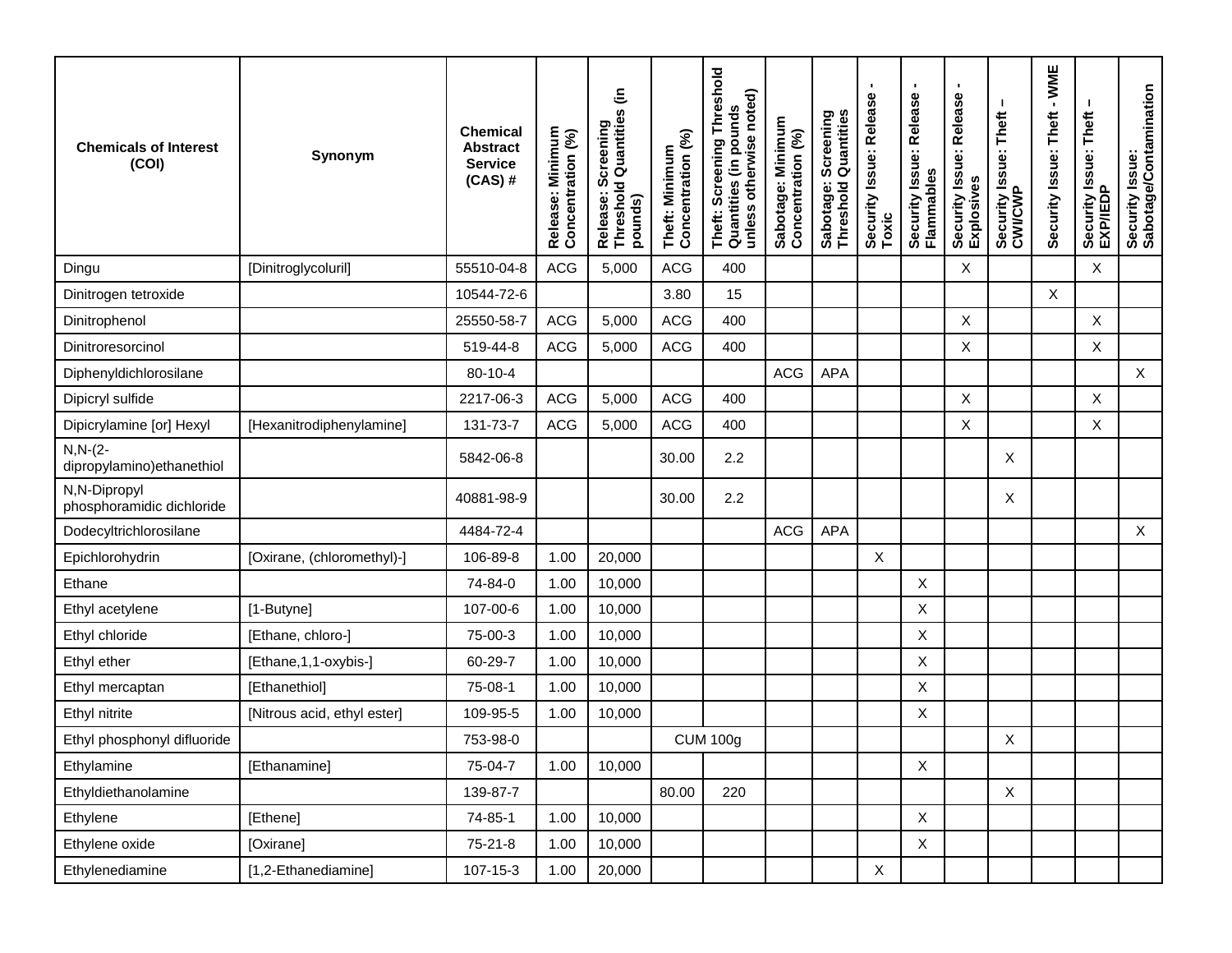| Chemicals of Interest (COI) | Synonym | Chemical Abstract Service (CAS) # | Release: Minimum Concentration (%) | Release: Screening Threshold Quantities (in pounds) | Theft: Minimum Concentration (%) | Theft: Screening Threshold Quantities (in pounds unless otherwise noted) | Sabotage: Minimum Concentration (%) | Sabotage: Screening Threshold Quantities | Security Issue: Release - Toxic | Security Issue: Release - Flammables | Security Issue: Release - Explosives | Security Issue: Theft – CWI/CWP | Security Issue: Theft - WME | Security Issue: Theft – EXP/IEDP | Security Issue: Sabotage/Contamination |
|---|---|---|---|---|---|---|---|---|---|---|---|---|---|---|---|
| Dingu | [Dinitroglycoluril] | 55510-04-8 | ACG | 5,000 | ACG | 400 | | | | | X | | | X | |
| Dinitrogen tetroxide | | 10544-72-6 | | | 3.80 | 15 | | | | | | | X | | |
| Dinitrophenol | | 25550-58-7 | ACG | 5,000 | ACG | 400 | | | | | X | | | X | |
| Dinitroresorcinol | | 519-44-8 | ACG | 5,000 | ACG | 400 | | | | | X | | | X | |
| Diphenyldichlorosilane | | 80-10-4 | | | | | ACG | APA | | | | | | | X |
| Dipicryl sulfide | | 2217-06-3 | ACG | 5,000 | ACG | 400 | | | | | X | | | X | |
| Dipicrylamine [or] Hexyl | [Hexanitrodiphenylamine] | 131-73-7 | ACG | 5,000 | ACG | 400 | | | | | X | | | X | |
| N,N-(2-dipropylamino)ethanethiol | | 5842-06-8 | | | 30.00 | 2.2 | | | | | | X | | | |
| N,N-Dipropyl phosphoramidic dichloride | | 40881-98-9 | | | 30.00 | 2.2 | | | | | | X | | | |
| Dodecyltrichlorosilane | | 4484-72-4 | | | | | ACG | APA | | | | | | | X |
| Epichlorohydrin | [Oxirane, (chloromethyl)-] | 106-89-8 | 1.00 | 20,000 | | | | | X | | | | | | |
| Ethane | | 74-84-0 | 1.00 | 10,000 | | | | | | X | | | | | |
| Ethyl acetylene | [1-Butyne] | 107-00-6 | 1.00 | 10,000 | | | | | | X | | | | | |
| Ethyl chloride | [Ethane, chloro-] | 75-00-3 | 1.00 | 10,000 | | | | | | X | | | | | |
| Ethyl ether | [Ethane,1,1-oxybis-] | 60-29-7 | 1.00 | 10,000 | | | | | | X | | | | | |
| Ethyl mercaptan | [Ethanethiol] | 75-08-1 | 1.00 | 10,000 | | | | | | X | | | | | |
| Ethyl nitrite | [Nitrous acid, ethyl ester] | 109-95-5 | 1.00 | 10,000 | | | | | | X | | | | | |
| Ethyl phosphonyl difluoride | | 753-98-0 | | | CUM 100g | | | | | | | X | | | |
| Ethylamine | [Ethanamine] | 75-04-7 | 1.00 | 10,000 | | | | | | X | | | | | |
| Ethyldiethanolamine | | 139-87-7 | | | 80.00 | 220 | | | | | | X | | | |
| Ethylene | [Ethene] | 74-85-1 | 1.00 | 10,000 | | | | | | X | | | | | |
| Ethylene oxide | [Oxirane] | 75-21-8 | 1.00 | 10,000 | | | | | | X | | | | | |
| Ethylenediamine | [1,2-Ethanediamine] | 107-15-3 | 1.00 | 20,000 | | | | | X | | | | | | |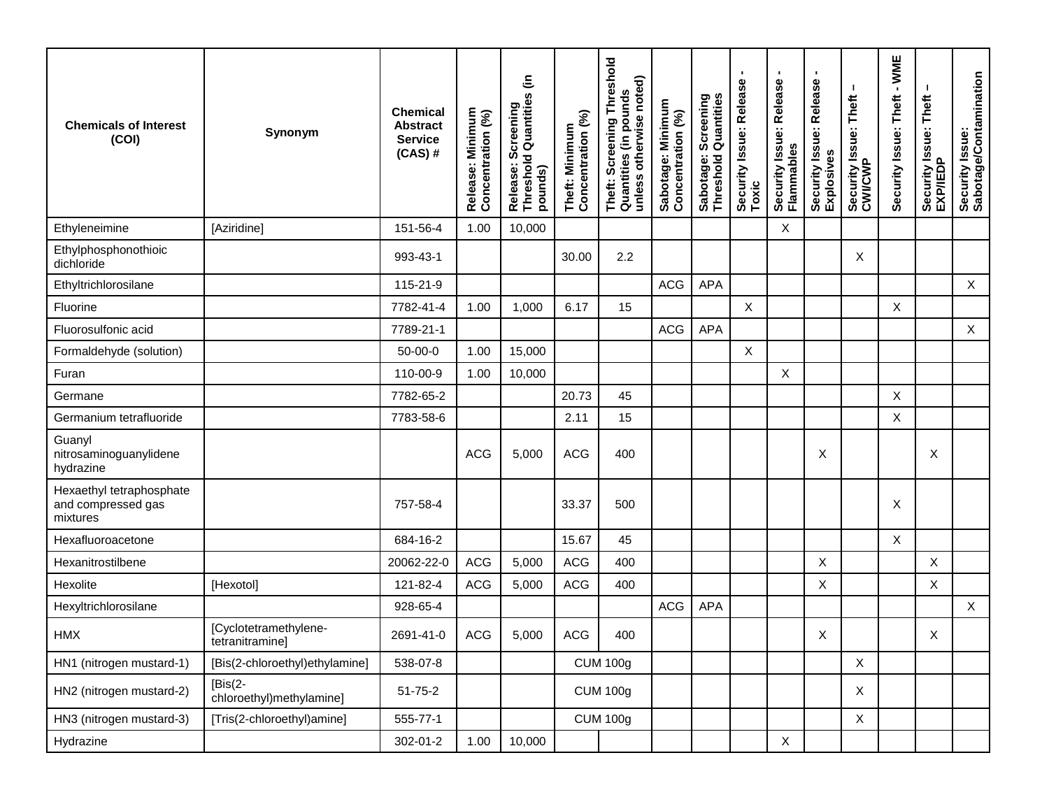| Chemicals of Interest (COI) | Synonym | Chemical Abstract Service (CAS) # | Release: Minimum Concentration (%) | Release: Screening Threshold Quantities (in pounds) | Theft: Minimum Concentration (%) | Theft: Screening Threshold Quantities (in pounds unless otherwise noted) | Sabotage: Minimum Concentration (%) | Sabotage: Screening Threshold Quantities | Security Issue: Release - Toxic | Security Issue: Release - Flammables | Security Issue: Release - Explosives | Security Issue: Theft – CWI/CWP | Security Issue: Theft - WME | Security Issue: Theft – EXP/IEDP | Security Issue: Sabotage/Contamination |
|---|---|---|---|---|---|---|---|---|---|---|---|---|---|---|---|
| Ethyleneimine | [Aziridine] | 151-56-4 | 1.00 | 10,000 | | | | | | X | | | | | |
| Ethylphosphonothioic dichloride | | 993-43-1 | | | 30.00 | 2.2 | | | | | | X | | | |
| Ethyltrichlorosilane | | 115-21-9 | | | | | ACG | APA | | | | | | | X |
| Fluorine | | 7782-41-4 | 1.00 | 1,000 | 6.17 | 15 | | | X | | | | X | | |
| Fluorosulfonic acid | | 7789-21-1 | | | | | ACG | APA | | | | | | | X |
| Formaldehyde (solution) | | 50-00-0 | 1.00 | 15,000 | | | | | X | | | | | | |
| Furan | | 110-00-9 | 1.00 | 10,000 | | | | | | X | | | | | |
| Germane | | 7782-65-2 | | | 20.73 | 45 | | | | | | | X | | |
| Germanium tetrafluoride | | 7783-58-6 | | | 2.11 | 15 | | | | | | | X | | |
| Guanyl nitrosaminoguanylidene hydrazine | | | ACG | 5,000 | ACG | 400 | | | | | X | | | X | |
| Hexaethyl tetraphosphate and compressed gas mixtures | | 757-58-4 | | | 33.37 | 500 | | | | | | | X | | |
| Hexafluoroacetone | | 684-16-2 | | | 15.67 | 45 | | | | | | | X | | |
| Hexanitrostilbene | | 20062-22-0 | ACG | 5,000 | ACG | 400 | | | | | X | | | X | |
| Hexolite | [Hexotol] | 121-82-4 | ACG | 5,000 | ACG | 400 | | | | | X | | | X | |
| Hexyltrichlorosilane | | 928-65-4 | | | | | ACG | APA | | | | | | | X |
| HMX | [Cyclotetramethylene-tetranitramine] | 2691-41-0 | ACG | 5,000 | ACG | 400 | | | | | X | | | X | |
| HN1 (nitrogen mustard-1) | [Bis(2-chloroethyl)ethylamine] | 538-07-8 | | | CUM 100g | | | | | | | X | | | |
| HN2 (nitrogen mustard-2) | [Bis(2-chloroethyl)methylamine] | 51-75-2 | | | CUM 100g | | | | | | | X | | | |
| HN3 (nitrogen mustard-3) | [Tris(2-chloroethyl)amine] | 555-77-1 | | | CUM 100g | | | | | | | X | | | |
| Hydrazine | | 302-01-2 | 1.00 | 10,000 | | | | | | X | | | | | |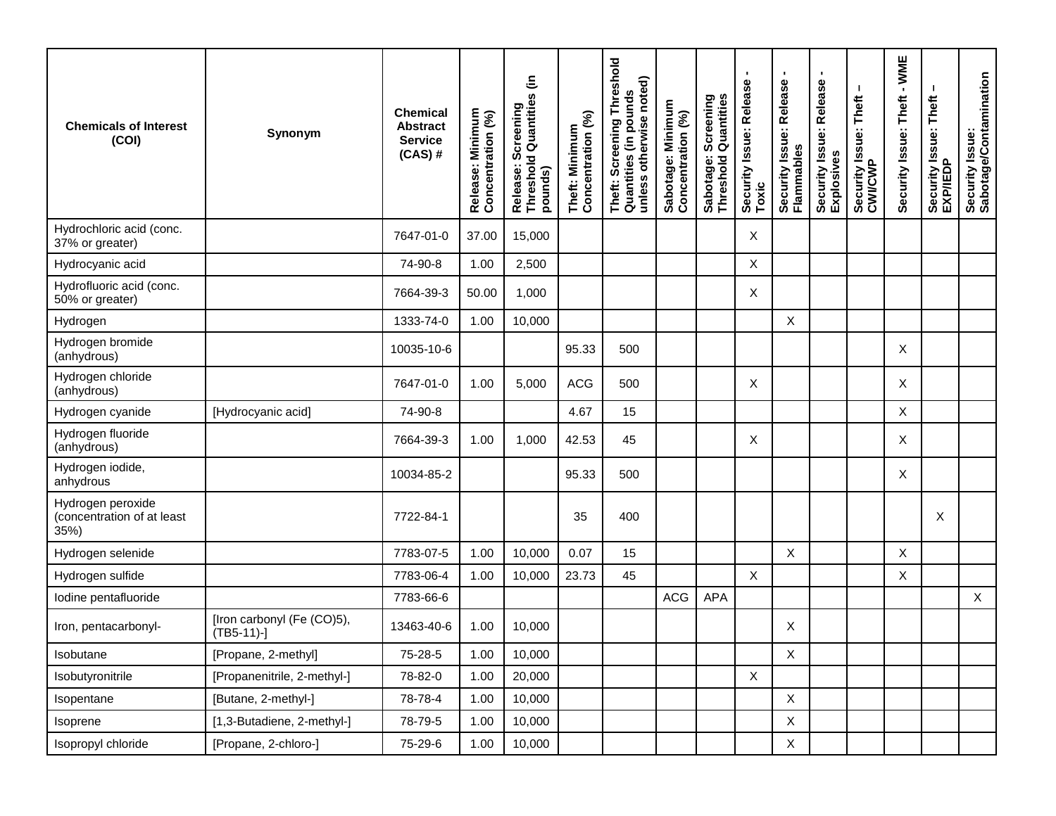| Chemicals of Interest (COI) | Synonym | Chemical Abstract Service (CAS) # | Release: Minimum Concentration (%) | Release: Screening Threshold Quantities (in pounds) | Theft: Minimum Concentration (%) | Theft: Screening Threshold Quantities (in pounds unless otherwise noted) | Sabotage: Minimum Concentration (%) | Sabotage: Screening Threshold Quantities | Security Issue: Release - Toxic | Security Issue: Release - Flammables | Security Issue: Release - Explosives | Security Issue: Theft – CWI/CWP | Security Issue: Theft - WME | Security Issue: Theft – EXP/IEDP | Security Issue: Sabotage/Contamination |
|---|---|---|---|---|---|---|---|---|---|---|---|---|---|---|---|
| Hydrochloric acid (conc. 37% or greater) | | 7647-01-0 | 37.00 | 15,000 | | | | | X | | | | | | |
| Hydrocyanic acid | | 74-90-8 | 1.00 | 2,500 | | | | | X | | | | | | |
| Hydrofluoric acid (conc. 50% or greater) | | 7664-39-3 | 50.00 | 1,000 | | | | | X | | | | | | |
| Hydrogen | | 1333-74-0 | 1.00 | 10,000 | | | | | | X | | | | | |
| Hydrogen bromide (anhydrous) | | 10035-10-6 | | | 95.33 | 500 | | | | | | | X | | |
| Hydrogen chloride (anhydrous) | | 7647-01-0 | 1.00 | 5,000 | ACG | 500 | | | X | | | | X | | |
| Hydrogen cyanide | [Hydrocyanic acid] | 74-90-8 | | | 4.67 | 15 | | | | | | | X | | |
| Hydrogen fluoride (anhydrous) | | 7664-39-3 | 1.00 | 1,000 | 42.53 | 45 | | | X | | | | X | | |
| Hydrogen iodide, anhydrous | | 10034-85-2 | | | 95.33 | 500 | | | | | | | X | | |
| Hydrogen peroxide (concentration of at least 35%) | | 7722-84-1 | | | 35 | 400 | | | | | | | | X | |
| Hydrogen selenide | | 7783-07-5 | 1.00 | 10,000 | 0.07 | 15 | | | | X | | | X | | |
| Hydrogen sulfide | | 7783-06-4 | 1.00 | 10,000 | 23.73 | 45 | | | X | | | | X | | |
| Iodine pentafluoride | | 7783-66-6 | | | | | ACG | APA | | | | | | | X |
| Iron, pentacarbonyl- | [Iron carbonyl (Fe (CO)5), (TB5-11)-] | 13463-40-6 | 1.00 | 10,000 | | | | | | X | | | | | |
| Isobutane | [Propane, 2-methyl] | 75-28-5 | 1.00 | 10,000 | | | | | | X | | | | | |
| Isobutyronitrile | [Propanenitrile, 2-methyl-] | 78-82-0 | 1.00 | 20,000 | | | | | X | | | | | | |
| Isopentane | [Butane, 2-methyl-] | 78-78-4 | 1.00 | 10,000 | | | | | | X | | | | | |
| Isoprene | [1,3-Butadiene, 2-methyl-] | 78-79-5 | 1.00 | 10,000 | | | | | | X | | | | | |
| Isopropyl chloride | [Propane, 2-chloro-] | 75-29-6 | 1.00 | 10,000 | | | | | | X | | | | | |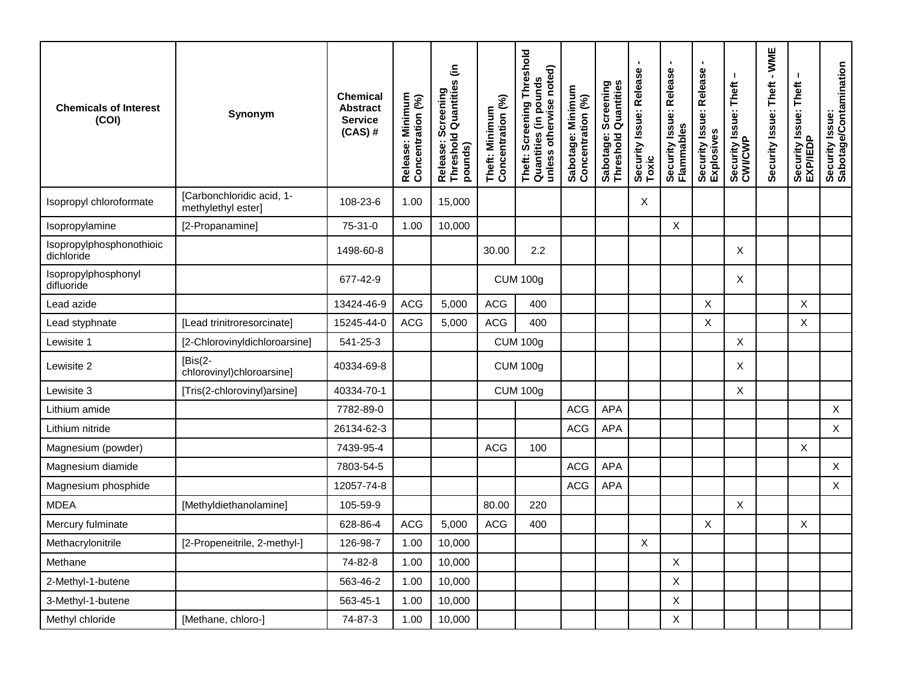| Chemicals of Interest (COI) | Synonym | Chemical Abstract Service (CAS) # | Release: Minimum Concentration (%) | Release: Screening Threshold Quantities (in pounds) | Theft: Minimum Concentration (%) | Theft: Screening Threshold Quantities (in pounds unless otherwise noted) | Sabotage: Minimum Concentration (%) | Sabotage: Screening Threshold Quantities | Security Issue: Release - Toxic | Security Issue: Release - Flammables | Security Issue: Release - Explosives | Security Issue: Theft – CWI/CWP | Security Issue: Theft - WME | Security Issue: Theft – EXP/IEDP | Security Issue: Sabotage/Contamination |
|---|---|---|---|---|---|---|---|---|---|---|---|---|---|---|---|
| Isopropyl chloroformate | [Carbonchloridic acid, 1-methylethyl ester] | 108-23-6 | 1.00 | 15,000 | | | | | X | | | | | | |
| Isopropylamine | [2-Propanamine] | 75-31-0 | 1.00 | 10,000 | | | | | | X | | | | | |
| Isopropylphosphonothioic dichloride | | 1498-60-8 | | | 30.00 | 2.2 | | | | | | X | | | |
| Isopropylphosphonyl difluoride | | 677-42-9 | | | CUM 100g | | | | | | | X | | | |
| Lead azide | | 13424-46-9 | ACG | 5,000 | ACG | 400 | | | | | X | | | X | |
| Lead styphnate | [Lead trinitroresorcinate] | 15245-44-0 | ACG | 5,000 | ACG | 400 | | | | | X | | | X | |
| Lewisite 1 | [2-Chlorovinyldichloroarsine] | 541-25-3 | | | CUM 100g | | | | | | | X | | | |
| Lewisite 2 | [Bis(2-chlorovinyl)chloroarsine] | 40334-69-8 | | | CUM 100g | | | | | | | X | | | |
| Lewisite 3 | [Tris(2-chlorovinyl)arsine] | 40334-70-1 | | | CUM 100g | | | | | | | X | | | |
| Lithium amide | | 7782-89-0 | | | | | ACG | APA | | | | | | | X |
| Lithium nitride | | 26134-62-3 | | | | | ACG | APA | | | | | | | X |
| Magnesium (powder) | | 7439-95-4 | | | ACG | 100 | | | | | | | | X | |
| Magnesium diamide | | 7803-54-5 | | | | | ACG | APA | | | | | | | X |
| Magnesium phosphide | | 12057-74-8 | | | | | ACG | APA | | | | | | | X |
| MDEA | [Methyldiethanolamine] | 105-59-9 | | | 80.00 | 220 | | | | | | X | | | |
| Mercury fulminate | | 628-86-4 | ACG | 5,000 | ACG | 400 | | | | | X | | | X | |
| Methacrylonitrile | [2-Propeneitrile, 2-methyl-] | 126-98-7 | 1.00 | 10,000 | | | | | X | | | | | | |
| Methane | | 74-82-8 | 1.00 | 10,000 | | | | | | X | | | | | |
| 2-Methyl-1-butene | | 563-46-2 | 1.00 | 10,000 | | | | | | X | | | | | |
| 3-Methyl-1-butene | | 563-45-1 | 1.00 | 10,000 | | | | | | X | | | | | |
| Methyl chloride | [Methane, chloro-] | 74-87-3 | 1.00 | 10,000 | | | | | | X | | | | | |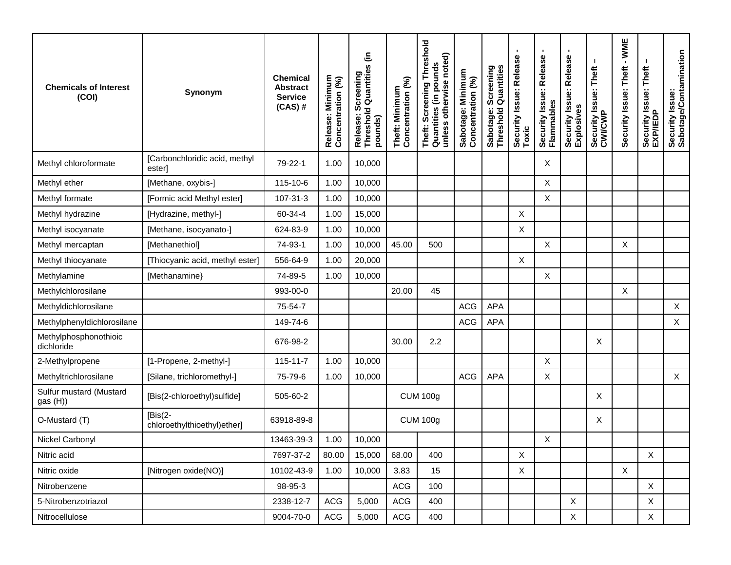| Chemicals of Interest (COI) | Synonym | Chemical Abstract Service (CAS) # | Release: Minimum Concentration (%) | Release: Screening Threshold Quantities (in pounds) | Theft: Minimum Concentration (%) | Theft: Screening Threshold Quantities (in pounds unless otherwise noted) | Sabotage: Minimum Concentration (%) | Sabotage: Screening Threshold Quantities | Security Issue: Release - Toxic | Security Issue: Release - Flammables | Security Issue: Release - Explosives | Security Issue: Theft – CWI/CWP | Security Issue: Theft - WME | Security Issue: Theft – EXP/IEDP | Security Issue: Sabotage/Contamination |
|---|---|---|---|---|---|---|---|---|---|---|---|---|---|---|---|
| Methyl chloroformate | [Carbonchloridic acid, methyl ester] | 79-22-1 | 1.00 | 10,000 | | | | | | X | | | | | |
| Methyl ether | [Methane, oxybis-] | 115-10-6 | 1.00 | 10,000 | | | | | | X | | | | | |
| Methyl formate | [Formic acid Methyl ester] | 107-31-3 | 1.00 | 10,000 | | | | | | X | | | | | |
| Methyl hydrazine | [Hydrazine, methyl-] | 60-34-4 | 1.00 | 15,000 | | | | | X | | | | | | |
| Methyl isocyanate | [Methane, isocyanato-] | 624-83-9 | 1.00 | 10,000 | | | | | X | | | | | | |
| Methyl mercaptan | [Methanethiol] | 74-93-1 | 1.00 | 10,000 | 45.00 | 500 | | | | X | | | X | | |
| Methyl thiocyanate | [Thiocyanic acid, methyl ester] | 556-64-9 | 1.00 | 20,000 | | | | | X | | | | | | |
| Methylamine | [Methanamine} | 74-89-5 | 1.00 | 10,000 | | | | | | X | | | | | |
| Methylchlorosilane | | 993-00-0 | | | 20.00 | 45 | | | | | | | X | | |
| Methyldichlorosilane | | 75-54-7 | | | | | ACG | APA | | | | | | | X |
| Methylphenyldichlorosilane | | 149-74-6 | | | | | ACG | APA | | | | | | | X |
| Methylphosphonothioic dichloride | | 676-98-2 | | | 30.00 | 2.2 | | | | | | X | | | |
| 2-Methylpropene | [1-Propene, 2-methyl-] | 115-11-7 | 1.00 | 10,000 | | | | | | X | | | | | |
| Methyltrichlorosilane | [Silane, trichloromethyl-] | 75-79-6 | 1.00 | 10,000 | | | ACG | APA | | X | | | | | X |
| Sulfur mustard (Mustard gas (H)) | [Bis(2-chloroethyl)sulfide] | 505-60-2 | | | CUM 100g | | | | | | | X | | | |
| O-Mustard (T) | [Bis(2-chloroethylthioethyl)ether] | 63918-89-8 | | | CUM 100g | | | | | | | X | | | |
| Nickel Carbonyl | | 13463-39-3 | 1.00 | 10,000 | | | | | | X | | | | | |
| Nitric acid | | 7697-37-2 | 80.00 | 15,000 | 68.00 | 400 | | | X | | | | | X | |
| Nitric oxide | [Nitrogen oxide(NO)] | 10102-43-9 | 1.00 | 10,000 | 3.83 | 15 | | | X | | | | X | | |
| Nitrobenzene | | 98-95-3 | | | ACG | 100 | | | | | | | | X | |
| 5-Nitrobenzotriazol | | 2338-12-7 | ACG | 5,000 | ACG | 400 | | | | | X | | | X | |
| Nitrocellulose | | 9004-70-0 | ACG | 5,000 | ACG | 400 | | | | | X | | | X | |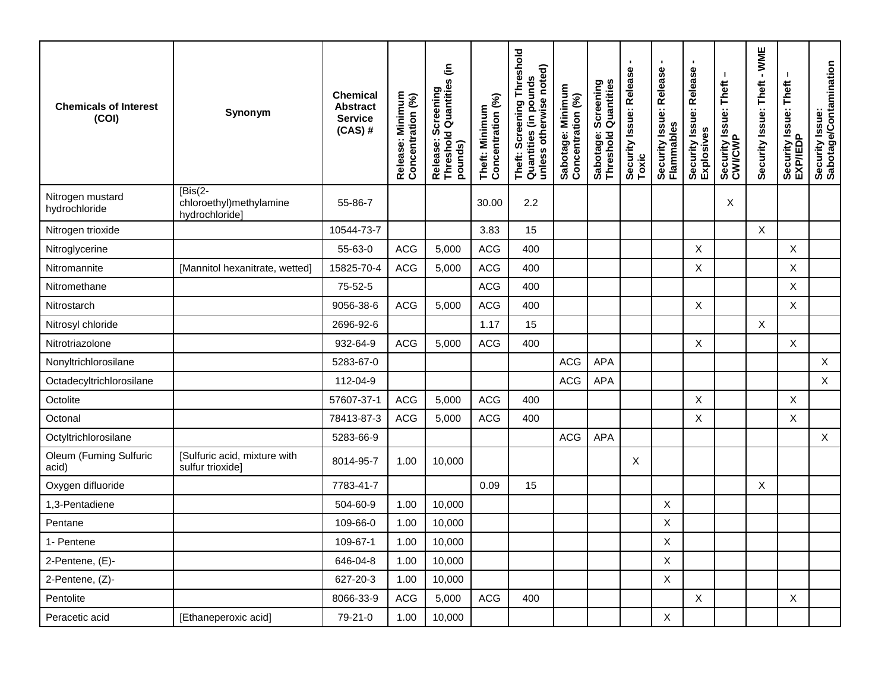| Chemicals of Interest (COI) | Synonym | Chemical Abstract Service (CAS) # | Release: Minimum Concentration (%) | Release: Screening Threshold Quantities (in pounds) | Theft: Minimum Concentration (%) | Theft: Screening Threshold Quantities (in pounds unless otherwise noted) | Sabotage: Minimum Concentration (%) | Sabotage: Screening Threshold Quantities | Security Issue: Release - Toxic | Security Issue: Release - Flammables | Security Issue: Release - Explosives | Security Issue: Theft – CWI/CWP | Security Issue: Theft - WME | Security Issue: Theft – EXP/IEDP | Security Issue: Sabotage/Contamination |
|---|---|---|---|---|---|---|---|---|---|---|---|---|---|---|---|
| Nitrogen mustard hydrochloride | [Bis(2-chloroethyl)methylamine hydrochloride] | 55-86-7 | | | 30.00 | 2.2 | | | | | | X | | | |
| Nitrogen trioxide | | 10544-73-7 | | | 3.83 | 15 | | | | | | | X | | |
| Nitroglycerine | | 55-63-0 | ACG | 5,000 | ACG | 400 | | | | | X | | | X | |
| Nitromannite | [Mannitol hexanitrate, wetted] | 15825-70-4 | ACG | 5,000 | ACG | 400 | | | | | X | | | X | |
| Nitromethane | | 75-52-5 | | | ACG | 400 | | | | | | | | X | |
| Nitrostarch | | 9056-38-6 | ACG | 5,000 | ACG | 400 | | | | | X | | | X | |
| Nitrosyl chloride | | 2696-92-6 | | | 1.17 | 15 | | | | | | | X | | |
| Nitrotriazolone | | 932-64-9 | ACG | 5,000 | ACG | 400 | | | | | X | | | X | |
| Nonyltrichlorosilane | | 5283-67-0 | | | | | ACG | APA | | | | | | | X |
| Octadecyltrichlorosilane | | 112-04-9 | | | | | ACG | APA | | | | | | | X |
| Octolite | | 57607-37-1 | ACG | 5,000 | ACG | 400 | | | | | X | | | X | |
| Octonal | | 78413-87-3 | ACG | 5,000 | ACG | 400 | | | | | X | | | X | |
| Octyltrichlorosilane | | 5283-66-9 | | | | | ACG | APA | | | | | | | X |
| Oleum (Fuming Sulfuric acid) | [Sulfuric acid, mixture with sulfur trioxide] | 8014-95-7 | 1.00 | 10,000 | | | | | X | | | | | | |
| Oxygen difluoride | | 7783-41-7 | | | 0.09 | 15 | | | | | | | X | | |
| 1,3-Pentadiene | | 504-60-9 | 1.00 | 10,000 | | | | | | X | | | | | |
| Pentane | | 109-66-0 | 1.00 | 10,000 | | | | | | X | | | | | |
| 1- Pentene | | 109-67-1 | 1.00 | 10,000 | | | | | | X | | | | | |
| 2-Pentene, (E)- | | 646-04-8 | 1.00 | 10,000 | | | | | | X | | | | | |
| 2-Pentene, (Z)- | | 627-20-3 | 1.00 | 10,000 | | | | | | X | | | | | |
| Pentolite | | 8066-33-9 | ACG | 5,000 | ACG | 400 | | | | | X | | | X | |
| Peracetic acid | [Ethaneperoxic acid] | 79-21-0 | 1.00 | 10,000 | | | | | | X | | | | | |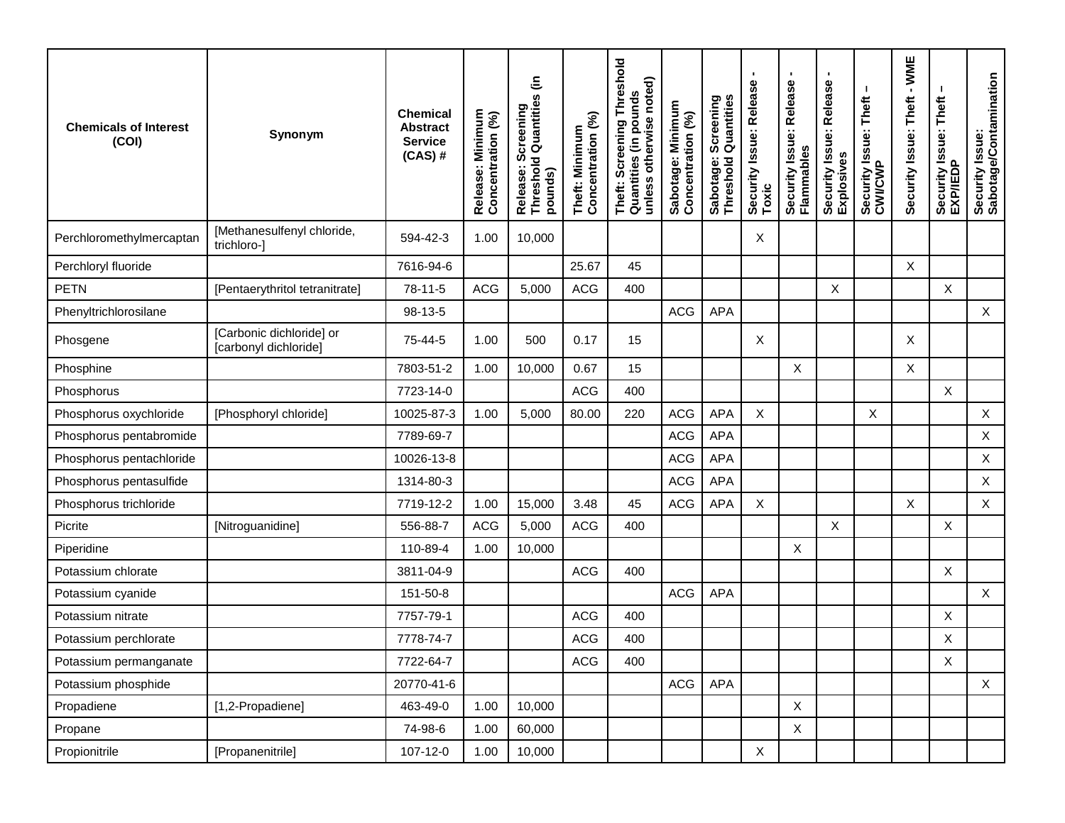| Chemicals of Interest (COI) | Synonym | Chemical Abstract Service (CAS) # | Release: Minimum Concentration (%) | Release: Screening Threshold Quantities (in pounds) | Theft: Minimum Concentration (%) | Theft: Screening Threshold Quantities (in pounds unless otherwise noted) | Sabotage: Minimum Concentration (%) | Sabotage: Screening Threshold Quantities | Security Issue: Release - Toxic | Security Issue: Release - Flammables | Security Issue: Release - Explosives | Security Issue: Theft – CWI/CWP | Security Issue: Theft - WME | Security Issue: Theft – EXP/IEDP | Security Issue: Sabotage/Contamination |
|---|---|---|---|---|---|---|---|---|---|---|---|---|---|---|---|
| Perchloromethylmercaptan | [Methanesulfenyl chloride, trichloro-] | 594-42-3 | 1.00 | 10,000 | | | | | X | | | | | | |
| Perchloryl fluoride | | 7616-94-6 | | | 25.67 | 45 | | | | | | | X | | |
| PETN | [Pentaerythritol tetranitrate] | 78-11-5 | ACG | 5,000 | ACG | 400 | | | | | X | | | X | |
| Phenyltrichlorosilane | | 98-13-5 | | | | | ACG | APA | | | | | | | X |
| Phosgene | [Carbonic dichloride] or [carbonyl dichloride] | 75-44-5 | 1.00 | 500 | 0.17 | 15 | | | X | | | | X | | |
| Phosphine | | 7803-51-2 | 1.00 | 10,000 | 0.67 | 15 | | | | X | | | X | | |
| Phosphorus | | 7723-14-0 | | | ACG | 400 | | | | | | | | X | |
| Phosphorus oxychloride | [Phosphoryl chloride] | 10025-87-3 | 1.00 | 5,000 | 80.00 | 220 | ACG | APA | X | | | X | | | X |
| Phosphorus pentabromide | | 7789-69-7 | | | | | ACG | APA | | | | | | | X |
| Phosphorus pentachloride | | 10026-13-8 | | | | | ACG | APA | | | | | | | X |
| Phosphorus pentasulfide | | 1314-80-3 | | | | | ACG | APA | | | | | | | X |
| Phosphorus trichloride | | 7719-12-2 | 1.00 | 15,000 | 3.48 | 45 | ACG | APA | X | | | | X | | X |
| Picrite | [Nitroguanidine] | 556-88-7 | ACG | 5,000 | ACG | 400 | | | | | X | | | X | |
| Piperidine | | 110-89-4 | 1.00 | 10,000 | | | | | | X | | | | | |
| Potassium chlorate | | 3811-04-9 | | | ACG | 400 | | | | | | | | X | |
| Potassium cyanide | | 151-50-8 | | | | | ACG | APA | | | | | | | X |
| Potassium nitrate | | 7757-79-1 | | | ACG | 400 | | | | | | | | X | |
| Potassium perchlorate | | 7778-74-7 | | | ACG | 400 | | | | | | | | X | |
| Potassium permanganate | | 7722-64-7 | | | ACG | 400 | | | | | | | | X | |
| Potassium phosphide | | 20770-41-6 | | | | | ACG | APA | | | | | | | X |
| Propadiene | [1,2-Propadiene] | 463-49-0 | 1.00 | 10,000 | | | | | | X | | | | | |
| Propane | | 74-98-6 | 1.00 | 60,000 | | | | | | X | | | | | |
| Propionitrile | [Propanenitrile] | 107-12-0 | 1.00 | 10,000 | | | | | X | | | | | | |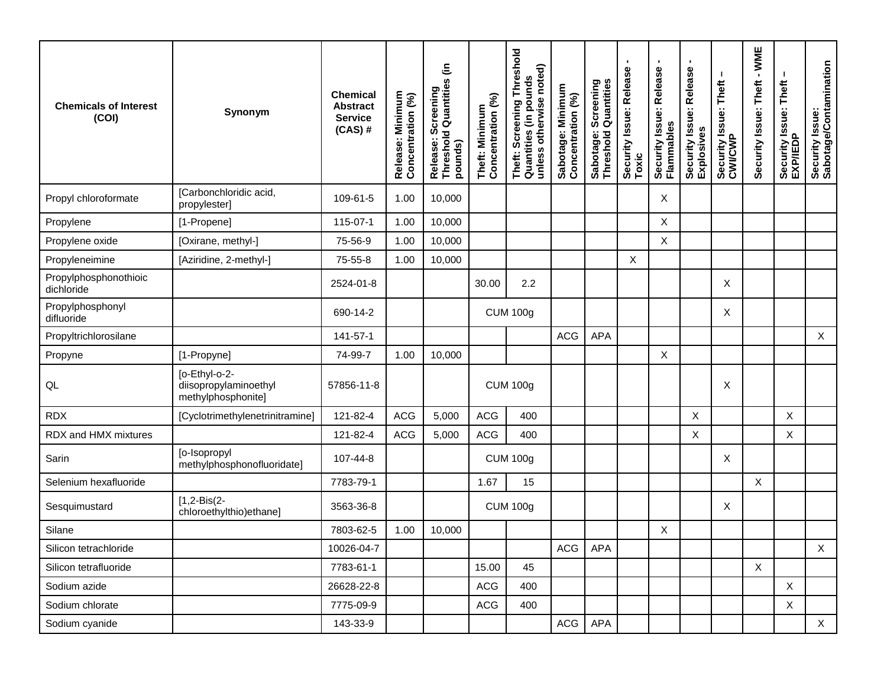| Chemicals of Interest (COI) | Synonym | Chemical Abstract Service (CAS) # | Release: Minimum Concentration (%) | Release: Screening Threshold Quantities (in pounds) | Theft: Minimum Concentration (%) | Theft: Screening Threshold Quantities (in pounds unless otherwise noted) | Sabotage: Minimum Concentration (%) | Sabotage: Screening Threshold Quantities | Security Issue: Release - Toxic | Security Issue: Release - Flammables | Security Issue: Release - Explosives | Security Issue: Theft – CWI/CWP | Security Issue: Theft - WME | Security Issue: Theft – EXP/IEDP | Security Issue: Sabotage/Contamination |
|---|---|---|---|---|---|---|---|---|---|---|---|---|---|---|---|
| Propyl chloroformate | [Carbonchloridic acid, propylester] | 109-61-5 | 1.00 | 10,000 | | | | | | X | | | | | |
| Propylene | [1-Propene] | 115-07-1 | 1.00 | 10,000 | | | | | | X | | | | | |
| Propylene oxide | [Oxirane, methyl-] | 75-56-9 | 1.00 | 10,000 | | | | | | X | | | | | |
| Propyleneimine | [Aziridine, 2-methyl-] | 75-55-8 | 1.00 | 10,000 | | | | | X | | | | | | |
| Propylphosphonothioic dichloride | | 2524-01-8 | | | 30.00 | 2.2 | | | | | | X | | | |
| Propylphosphonyl difluoride | | 690-14-2 | | | CUM 100g | | | | | | | X | | | |
| Propyltrichlorosilane | | 141-57-1 | | | | | ACG | APA | | | | | | | X |
| Propyne | [1-Propyne] | 74-99-7 | 1.00 | 10,000 | | | | | | X | | | | | |
| QL | [o-Ethyl-o-2-diisopropylaminoethyl methylphosphonite] | 57856-11-8 | | | CUM 100g | | | | | | | X | | | |
| RDX | [Cyclotrimethylenetrinitramine] | 121-82-4 | ACG | 5,000 | ACG | 400 | | | | | X | | | X | |
| RDX and HMX mixtures | | 121-82-4 | ACG | 5,000 | ACG | 400 | | | | | X | | | X | |
| Sarin | [o-Isopropyl methylphosphonofluoridate] | 107-44-8 | | | CUM 100g | | | | | | | X | | | |
| Selenium hexafluoride | | 7783-79-1 | | | 1.67 | 15 | | | | | | | X | | |
| Sesquimustard | [1,2-Bis(2-chloroethylthio)ethane] | 3563-36-8 | | | CUM 100g | | | | | | | X | | | |
| Silane | | 7803-62-5 | 1.00 | 10,000 | | | | | | X | | | | | |
| Silicon tetrachloride | | 10026-04-7 | | | | | ACG | APA | | | | | | | X |
| Silicon tetrafluoride | | 7783-61-1 | | | 15.00 | 45 | | | | | | | X | | |
| Sodium azide | | 26628-22-8 | | | ACG | 400 | | | | | | | | X | |
| Sodium chlorate | | 7775-09-9 | | | ACG | 400 | | | | | | | | X | |
| Sodium cyanide | | 143-33-9 | | | | | ACG | APA | | | | | | | X |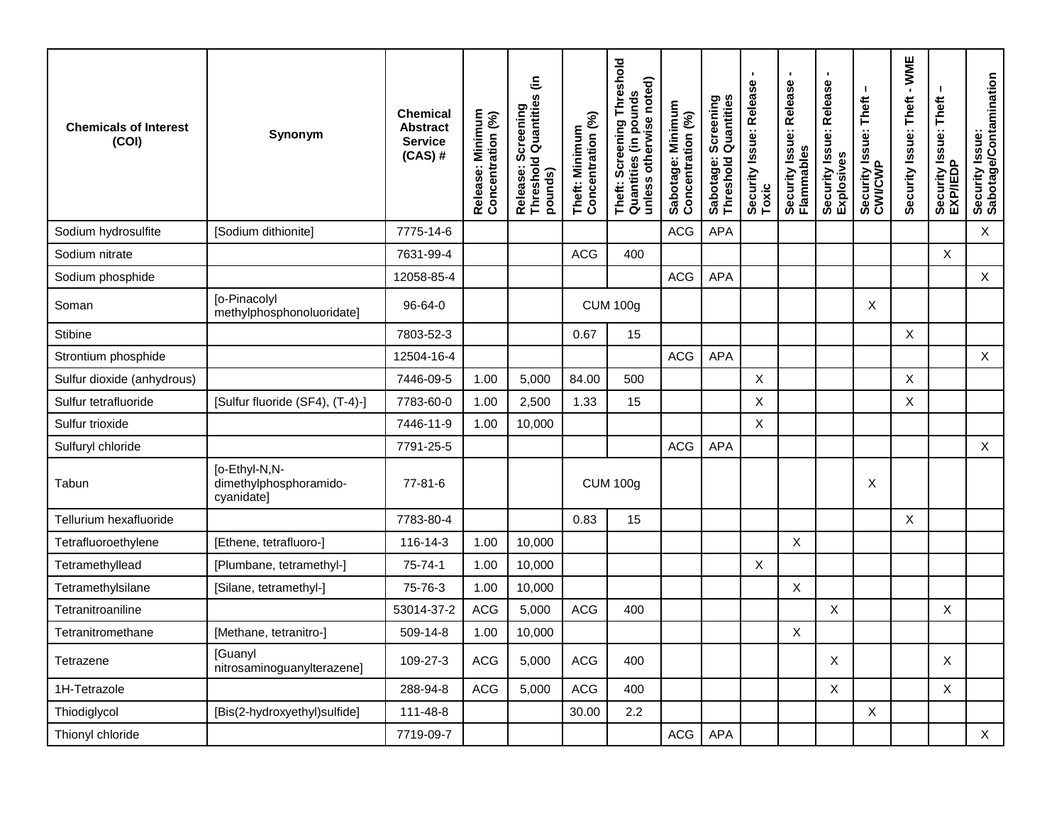| Chemicals of Interest (COI) | Synonym | Chemical Abstract Service (CAS) # | Release: Minimum Concentration (%) | Release: Screening Threshold Quantities (in pounds) | Theft: Minimum Concentration (%) | Theft: Screening Threshold Quantities (in pounds unless otherwise noted) | Sabotage: Minimum Concentration (%) | Sabotage: Screening Threshold Quantities | Security Issue: Release - Toxic | Security Issue: Release - Flammables | Security Issue: Release - Explosives | Security Issue: Theft – CWI/CWP | Security Issue: Theft - WME | Security Issue: Theft – EXP/IEDP | Security Issue: Sabotage/Contamination |
|---|---|---|---|---|---|---|---|---|---|---|---|---|---|---|---|
| Sodium hydrosulfite | [Sodium dithionite] | 7775-14-6 | | | | | ACG | APA | | | | | | | X |
| Sodium nitrate | | 7631-99-4 | | | ACG | 400 | | | | | | | | X | |
| Sodium phosphide | | 12058-85-4 | | | | | ACG | APA | | | | | | | X |
| Soman | [o-Pinacolyl methylphosphonoluoridate] | 96-64-0 | | | CUM 100g | | | | | | | X | | | |
| Stibine | | 7803-52-3 | | | 0.67 | 15 | | | | | | | X | | |
| Strontium phosphide | | 12504-16-4 | | | | | ACG | APA | | | | | | | X |
| Sulfur dioxide (anhydrous) | | 7446-09-5 | 1.00 | 5,000 | 84.00 | 500 | | | X | | | | X | | |
| Sulfur tetrafluoride | [Sulfur fluoride (SF4), (T-4)-] | 7783-60-0 | 1.00 | 2,500 | 1.33 | 15 | | | X | | | | X | | |
| Sulfur trioxide | | 7446-11-9 | 1.00 | 10,000 | | | | | X | | | | | | |
| Sulfuryl chloride | | 7791-25-5 | | | | | ACG | APA | | | | | | | X |
| Tabun | [o-Ethyl-N,N-dimethylphosphoramido-cyanidate] | 77-81-6 | | | CUM 100g | | | | | | | X | | | |
| Tellurium hexafluoride | | 7783-80-4 | | | 0.83 | 15 | | | | | | | X | | |
| Tetrafluoroethylene | [Ethene, tetrafluoro-] | 116-14-3 | 1.00 | 10,000 | | | | | | X | | | | | |
| Tetramethyllead | [Plumbane, tetramethyl-] | 75-74-1 | 1.00 | 10,000 | | | | | X | | | | | | |
| Tetramethylsilane | [Silane, tetramethyl-] | 75-76-3 | 1.00 | 10,000 | | | | | | X | | | | | |
| Tetranitroaniline | | 53014-37-2 | ACG | 5,000 | ACG | 400 | | | | | X | | | X | |
| Tetranitromethane | [Methane, tetranitro-] | 509-14-8 | 1.00 | 10,000 | | | | | | X | | | | | |
| Tetrazene | [Guanyl nitrosaminoguanylterazene] | 109-27-3 | ACG | 5,000 | ACG | 400 | | | | | X | | | X | |
| 1H-Tetrazole | | 288-94-8 | ACG | 5,000 | ACG | 400 | | | | | X | | | X | |
| Thiodiglycol | [Bis(2-hydroxyethyl)sulfide] | 111-48-8 | | | 30.00 | 2.2 | | | | | | X | | | |
| Thionyl chloride | | 7719-09-7 | | | | | ACG | APA | | | | | | | X |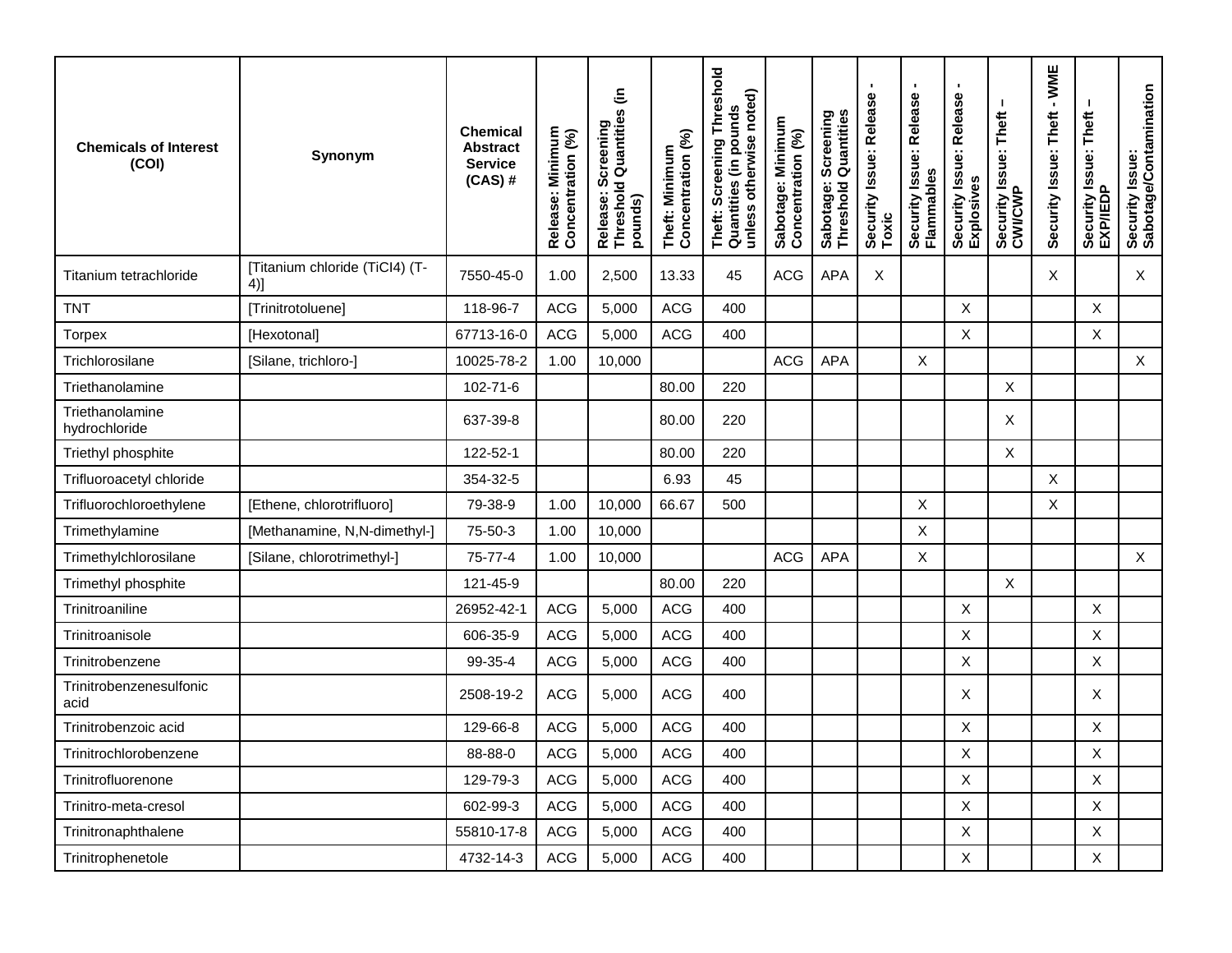| Chemicals of Interest (COI) | Synonym | Chemical Abstract Service (CAS) # | Release: Minimum Concentration (%) | Release: Screening Threshold Quantities (in pounds) | Theft: Minimum Concentration (%) | Theft: Screening Threshold Quantities (in pounds unless otherwise noted) | Sabotage: Minimum Concentration (%) | Sabotage: Screening Threshold Quantities | Security Issue: Release - Toxic | Security Issue: Release - Flammables | Security Issue: Release - Explosives | Security Issue: Theft – CWI/CWP | Security Issue: Theft - WME | Security Issue: Theft – EXP/IEDP | Security Issue: Sabotage/Contamination |
|---|---|---|---|---|---|---|---|---|---|---|---|---|---|---|---|
| Titanium tetrachloride | [Titanium chloride (TiCl4) (T-4)] | 7550-45-0 | 1.00 | 2,500 | 13.33 | 45 | ACG | APA | X | | | | X | | X |
| TNT | [Trinitrotoluene] | 118-96-7 | ACG | 5,000 | ACG | 400 | | | | | X | | | X | |
| Torpex | [Hexotonal] | 67713-16-0 | ACG | 5,000 | ACG | 400 | | | | | X | | | X | |
| Trichlorosilane | [Silane, trichloro-] | 10025-78-2 | 1.00 | 10,000 | | | ACG | APA | | X | | | | | X |
| Triethanolamine | | 102-71-6 | | | 80.00 | 220 | | | | | | X | | | |
| Triethanolamine hydrochloride | | 637-39-8 | | | 80.00 | 220 | | | | | | X | | | |
| Triethyl phosphite | | 122-52-1 | | | 80.00 | 220 | | | | | | X | | | |
| Trifluoroacetyl chloride | | 354-32-5 | | | 6.93 | 45 | | | | | | | X | | |
| Trifluorochloroethylene | [Ethene, chlorotrifluoro] | 79-38-9 | 1.00 | 10,000 | 66.67 | 500 | | | | X | | | X | | |
| Trimethylamine | [Methanamine, N,N-dimethyl-] | 75-50-3 | 1.00 | 10,000 | | | | | | X | | | | | |
| Trimethylchlorosilane | [Silane, chlorotrimethyl-] | 75-77-4 | 1.00 | 10,000 | | | ACG | APA | | X | | | | | X |
| Trimethyl phosphite | | 121-45-9 | | | 80.00 | 220 | | | | | | X | | | |
| Trinitroaniline | | 26952-42-1 | ACG | 5,000 | ACG | 400 | | | | | X | | | X | |
| Trinitroanisole | | 606-35-9 | ACG | 5,000 | ACG | 400 | | | | | X | | | X | |
| Trinitrobenzene | | 99-35-4 | ACG | 5,000 | ACG | 400 | | | | | X | | | X | |
| Trinitrobenzenesulfonic acid | | 2508-19-2 | ACG | 5,000 | ACG | 400 | | | | | X | | | X | |
| Trinitrobenzoic acid | | 129-66-8 | ACG | 5,000 | ACG | 400 | | | | | X | | | X | |
| Trinitrochlorobenzene | | 88-88-0 | ACG | 5,000 | ACG | 400 | | | | | X | | | X | |
| Trinitrofluorenone | | 129-79-3 | ACG | 5,000 | ACG | 400 | | | | | X | | | X | |
| Trinitro-meta-cresol | | 602-99-3 | ACG | 5,000 | ACG | 400 | | | | | X | | | X | |
| Trinitronaphthalene | | 55810-17-8 | ACG | 5,000 | ACG | 400 | | | | | X | | | X | |
| Trinitrophenetole | | 4732-14-3 | ACG | 5,000 | ACG | 400 | | | | | X | | | X | |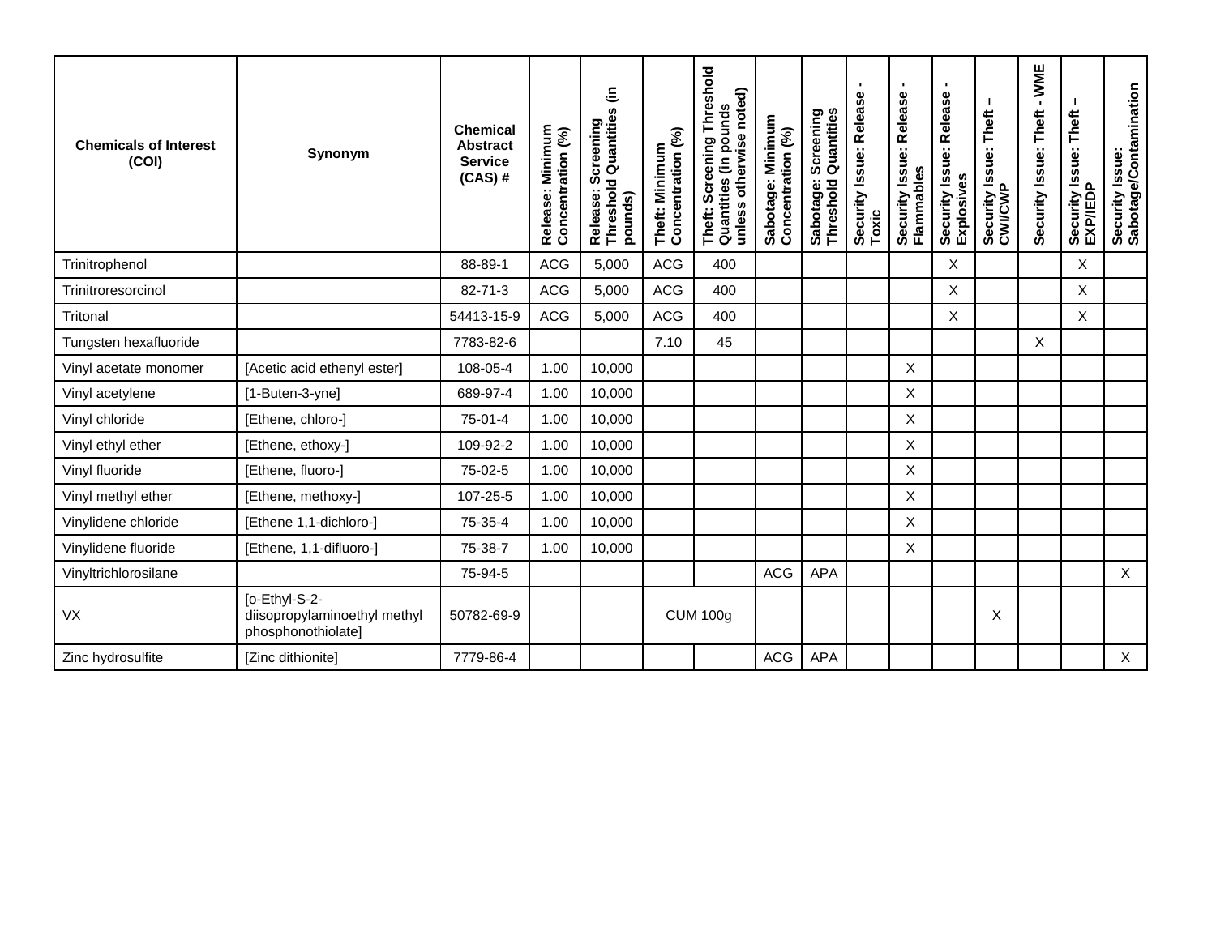| Chemicals of Interest (COI) | Synonym | Chemical Abstract Service (CAS) # | Release: Minimum Concentration (%) | Release: Screening Threshold Quantities (in pounds) | Theft: Minimum Concentration (%) | Theft: Screening Threshold Quantities (in pounds unless otherwise noted) | Sabotage: Minimum Concentration (%) | Sabotage: Screening Threshold Quantities | Security Issue: Release - Toxic | Security Issue: Release - Flammables | Security Issue: Release - Explosives | Security Issue: Theft – CWI/CWP | Security Issue: Theft - WME | Security Issue: Theft – EXP/IEDP | Security Issue: Sabotage/Contamination |
|---|---|---|---|---|---|---|---|---|---|---|---|---|---|---|---|
| Trinitrophenol | | 88-89-1 | ACG | 5,000 | ACG | 400 | | | | | X | | | X | |
| Trinitroresorcinol | | 82-71-3 | ACG | 5,000 | ACG | 400 | | | | | X | | | X | |
| Tritonal | | 54413-15-9 | ACG | 5,000 | ACG | 400 | | | | | X | | | X | |
| Tungsten hexafluoride | | 7783-82-6 | | | 7.10 | 45 | | | | | | | X | | |
| Vinyl acetate monomer | [Acetic acid ethenyl ester] | 108-05-4 | 1.00 | 10,000 | | | | | | X | | | | | |
| Vinyl acetylene | [1-Buten-3-yne] | 689-97-4 | 1.00 | 10,000 | | | | | | X | | | | | |
| Vinyl chloride | [Ethene, chloro-] | 75-01-4 | 1.00 | 10,000 | | | | | | X | | | | | |
| Vinyl ethyl ether | [Ethene, ethoxy-] | 109-92-2 | 1.00 | 10,000 | | | | | | X | | | | | |
| Vinyl fluoride | [Ethene, fluoro-] | 75-02-5 | 1.00 | 10,000 | | | | | | X | | | | | |
| Vinyl methyl ether | [Ethene, methoxy-] | 107-25-5 | 1.00 | 10,000 | | | | | | X | | | | | |
| Vinylidene chloride | [Ethene 1,1-dichloro-] | 75-35-4 | 1.00 | 10,000 | | | | | | X | | | | | |
| Vinylidene fluoride | [Ethene, 1,1-difluoro-] | 75-38-7 | 1.00 | 10,000 | | | | | | X | | | | | |
| Vinyltrichlorosilane | | 75-94-5 | | | | | ACG | APA | | | | | | | X |
| VX | [o-Ethyl-S-2-diisopropylaminoethyl methyl phosphonothiolate] | 50782-69-9 | | | CUM 100g | | | | | | | X | | | |
| Zinc hydrosulfite | [Zinc dithionite] | 7779-86-4 | | | | | ACG | APA | | | | | | | X |